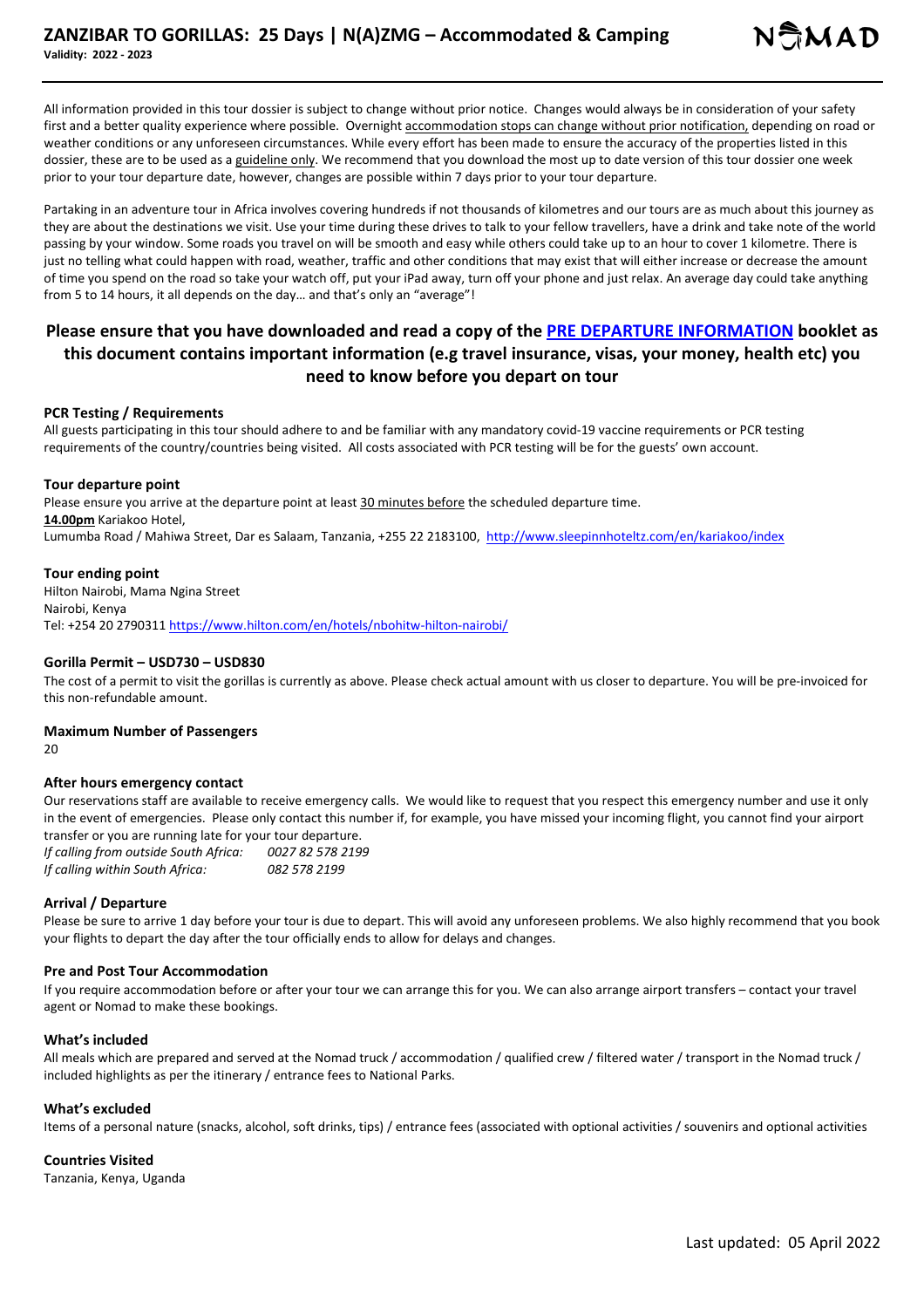# ZANZIBAR TO GORILLAS: 25 Days | N(A)ZMG – Accommodated & Camping

**Validity: 2022 - 2023**

All information provided in this tour dossier is subject to change without prior notice. Changes would always be in consideration of your safety first and a better quality experience where possible. Overnight accommodation stops can change without prior notification, depending on road or weather conditions or any unforeseen circumstances. While every effort has been made to ensure the accuracy of the properties listed in this dossier, these are to be used as a guideline only. We recommend that you download the most up to date version of this tour dossier one week prior to your tour departure date, however, changes are possible within 7 days prior to your tour departure.

Partaking in an adventure tour in Africa involves covering hundreds if not thousands of kilometres and our tours are as much about this journey as they are about the destinations we visit. Use your time during these drives to talk to your fellow travellers, have a drink and take note of the world passing by your window. Some roads you travel on will be smooth and easy while others could take up to an hour to cover 1 kilometre. There is just no telling what could happen with road, weather, traffic and other conditions that may exist that will either increase or decrease the amount of time you spend on the road so take your watch off, put your iPad away, turn off your phone and just relax. An average day could take anything from 5 to 14 hours, it all depends on the day… and that's only an "average"!

## Please ensure that you have downloaded and read a copy of the PRE DEPARTURE INFORMATION booklet as this document contains important information (e.g travel insurance, visas, your money, health etc) you need to know before you depart on tour

### PCR Testing / Requirements

All guests participating in this tour should adhere to and be familiar with any mandatory covid-19 vaccine requirements or PCR testing requirements of the country/countries being visited. All costs associated with PCR testing will be for the guests' own account.

### Tour departure point

Please ensure you arrive at the departure point at least 30 minutes before the scheduled departure time.
**14.00pm** Kariakoo Hotel,
Lumumba Road / Mahiwa Street, Dar es Salaam, Tanzania, +255 22 2183100, http://www.sleepinnhoteltz.com/en/kariakoo/index

### Tour ending point

Hilton Nairobi, Mama Ngina Street
Nairobi, Kenya
Tel: +254 20 2790311 https://www.hilton.com/en/hotels/nbohitw-hilton-nairobi/

### Gorilla Permit – USD730 – USD830

The cost of a permit to visit the gorillas is currently as above. Please check actual amount with us closer to departure. You will be pre-invoiced for this non-refundable amount.

### Maximum Number of Passengers

20

### After hours emergency contact

Our reservations staff are available to receive emergency calls. We would like to request that you respect this emergency number and use it only in the event of emergencies. Please only contact this number if, for example, you have missed your incoming flight, you cannot find your airport transfer or you are running late for your tour departure.

*If calling from outside South Africa:* 0027 82 578 2199
*If calling within South Africa:* 082 578 2199

### Arrival / Departure

Please be sure to arrive 1 day before your tour is due to depart. This will avoid any unforeseen problems. We also highly recommend that you book your flights to depart the day after the tour officially ends to allow for delays and changes.

### Pre and Post Tour Accommodation

If you require accommodation before or after your tour we can arrange this for you. We can also arrange airport transfers – contact your travel agent or Nomad to make these bookings.

### What's included

All meals which are prepared and served at the Nomad truck / accommodation / qualified crew / filtered water / transport in the Nomad truck / included highlights as per the itinerary / entrance fees to National Parks.

### What's excluded

Items of a personal nature (snacks, alcohol, soft drinks, tips) / entrance fees (associated with optional activities / souvenirs and optional activities

### Countries Visited

Tanzania, Kenya, Uganda

Last updated: 05 April 2022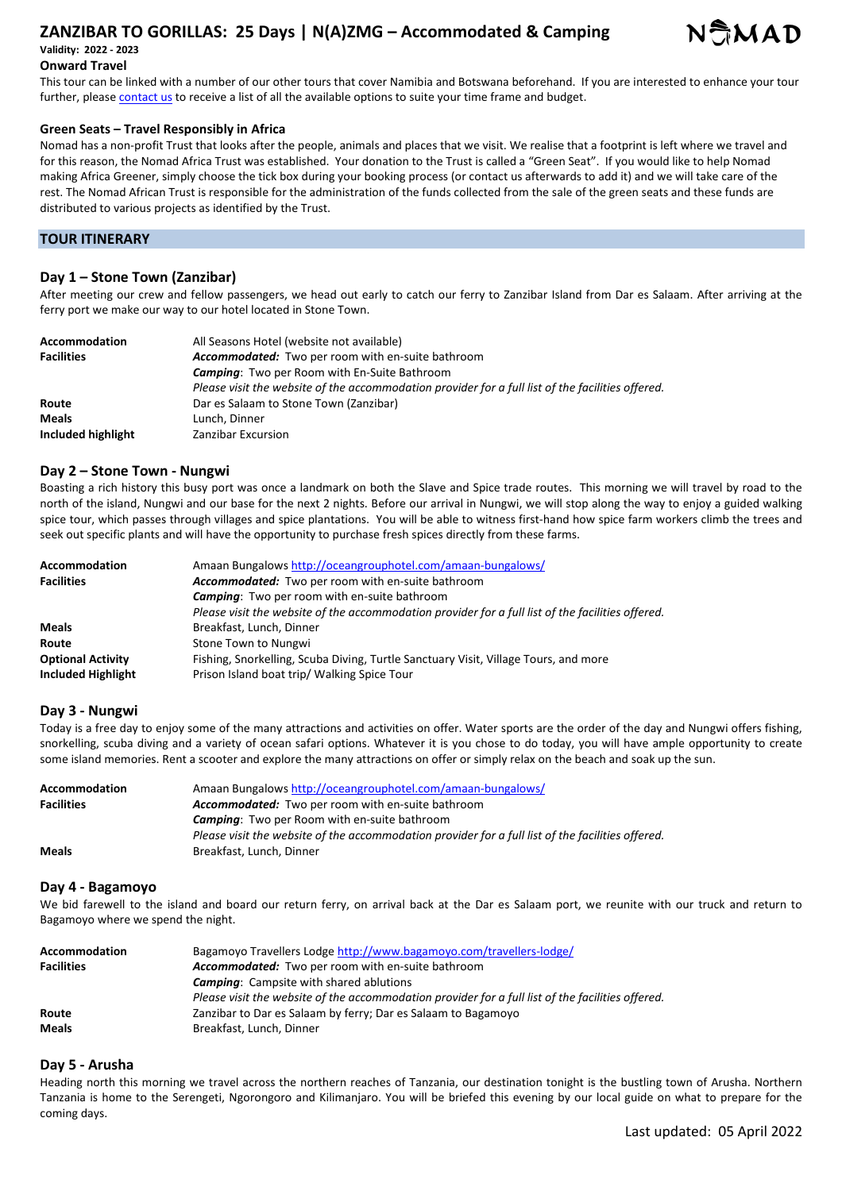## Onward Travel

This tour can be linked with a number of our other tours that cover Namibia and Botswana beforehand. If you are interested to enhance your tour further, please contact us to receive a list of all the available options to suite your time frame and budget.

## Green Seats – Travel Responsibly in Africa

Nomad has a non-profit Trust that looks after the people, animals and places that we visit. We realise that a footprint is left where we travel and for this reason, the Nomad Africa Trust was established. Your donation to the Trust is called a "Green Seat". If you would like to help Nomad making Africa Greener, simply choose the tick box during your booking process (or contact us afterwards to add it) and we will take care of the rest. The Nomad African Trust is responsible for the administration of the funds collected from the sale of the green seats and these funds are distributed to various projects as identified by the Trust.

# TOUR ITINERARY

### Day 1 – Stone Town (Zanzibar)

After meeting our crew and fellow passengers, we head out early to catch our ferry to Zanzibar Island from Dar es Salaam. After arriving at the ferry port we make our way to our hotel located in Stone Town.

| | |
|---|---|
| **Accommodation** | All Seasons Hotel (website not available) |
| **Facilities** | ***Accommodated:*** Two per room with en-suite bathroom<br>***Camping***: Two per Room with En-Suite Bathroom<br>*Please visit the website of the accommodation provider for a full list of the facilities offered.* |
| **Route** | Dar es Salaam to Stone Town (Zanzibar) |
| **Meals** | Lunch, Dinner |
| **Included highlight** | Zanzibar Excursion |

### Day 2 – Stone Town - Nungwi

Boasting a rich history this busy port was once a landmark on both the Slave and Spice trade routes. This morning we will travel by road to the north of the island, Nungwi and our base for the next 2 nights. Before our arrival in Nungwi, we will stop along the way to enjoy a guided walking spice tour, which passes through villages and spice plantations. You will be able to witness first-hand how spice farm workers climb the trees and seek out specific plants and will have the opportunity to purchase fresh spices directly from these farms.

| | |
|---|---|
| **Accommodation** | Amaan Bungalows http://oceangrouphotel.com/amaan-bungalows/ |
| **Facilities** | ***Accommodated:*** Two per room with en-suite bathroom<br>***Camping***: Two per room with en-suite bathroom<br>*Please visit the website of the accommodation provider for a full list of the facilities offered.* |
| **Meals** | Breakfast, Lunch, Dinner |
| **Route** | Stone Town to Nungwi |
| **Optional Activity** | Fishing, Snorkelling, Scuba Diving, Turtle Sanctuary Visit, Village Tours, and more |
| **Included Highlight** | Prison Island boat trip/ Walking Spice Tour |

### Day 3 - Nungwi

Today is a free day to enjoy some of the many attractions and activities on offer. Water sports are the order of the day and Nungwi offers fishing, snorkelling, scuba diving and a variety of ocean safari options. Whatever it is you chose to do today, you will have ample opportunity to create some island memories. Rent a scooter and explore the many attractions on offer or simply relax on the beach and soak up the sun.

| | |
|---|---|
| **Accommodation** | Amaan Bungalows http://oceangrouphotel.com/amaan-bungalows/ |
| **Facilities** | ***Accommodated:*** Two per room with en-suite bathroom<br>***Camping***: Two per Room with en-suite bathroom<br>*Please visit the website of the accommodation provider for a full list of the facilities offered.* |
| **Meals** | Breakfast, Lunch, Dinner |

### Day 4 - Bagamoyo

We bid farewell to the island and board our return ferry, on arrival back at the Dar es Salaam port, we reunite with our truck and return to Bagamoyo where we spend the night.

| | |
|---|---|
| **Accommodation** | Bagamoyo Travellers Lodge http://www.bagamoyo.com/travellers-lodge/ |
| **Facilities** | ***Accommodated:*** Two per room with en-suite bathroom<br>***Camping***: Campsite with shared ablutions<br>*Please visit the website of the accommodation provider for a full list of the facilities offered.* |
| **Route** | Zanzibar to Dar es Salaam by ferry; Dar es Salaam to Bagamoyo |
| **Meals** | Breakfast, Lunch, Dinner |

### Day 5 - Arusha

Heading north this morning we travel across the northern reaches of Tanzania, our destination tonight is the bustling town of Arusha. Northern Tanzania is home to the Serengeti, Ngorongoro and Kilimanjaro. You will be briefed this evening by our local guide on what to prepare for the coming days.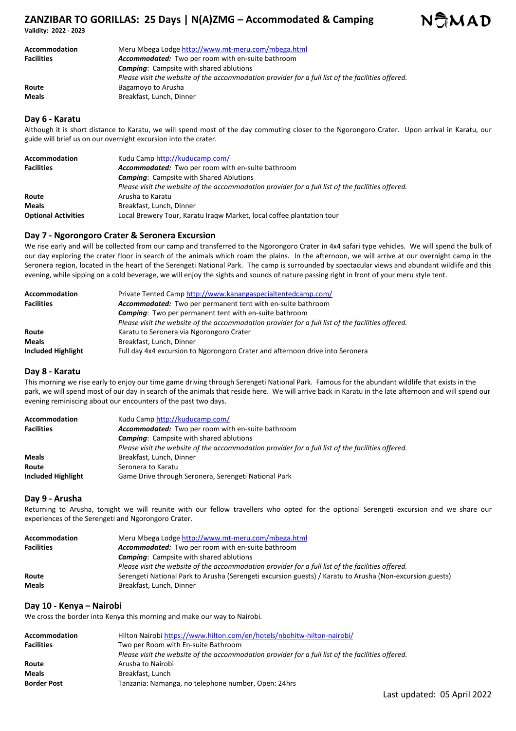| | |
|---|---|
| **Accommodation** | Meru Mbega Lodge http://www.mt-meru.com/mbega.html |
| **Facilities** | ***Accommodated:*** Two per room with en-suite bathroom |
| | ***Camping***: Campsite with shared ablutions |
| | *Please visit the website of the accommodation provider for a full list of the facilities offered.* |
| **Route** | Bagamoyo to Arusha |
| **Meals** | Breakfast, Lunch, Dinner |

## Day 6 - Karatu

Although it is short distance to Karatu, we will spend most of the day commuting closer to the Ngorongoro Crater. Upon arrival in Karatu, our guide will brief us on our overnight excursion into the crater.

| | |
|---|---|
| **Accommodation** | Kudu Camp http://kuducamp.com/ |
| **Facilities** | ***Accommodated:*** Two per room with en-suite bathroom |
| | ***Camping***: Campsite with Shared Ablutions |
| | *Please visit the website of the accommodation provider for a full list of the facilities offered.* |
| **Route** | Arusha to Karatu |
| **Meals** | Breakfast, Lunch, Dinner |
| **Optional Activities** | Local Brewery Tour, Karatu Iraqw Market, local coffee plantation tour |

## Day 7 - Ngorongoro Crater & Seronera Excursion

We rise early and will be collected from our camp and transferred to the Ngorongoro Crater in 4x4 safari type vehicles. We will spend the bulk of our day exploring the crater floor in search of the animals which roam the plains. In the afternoon, we will arrive at our overnight camp in the Seronera region, located in the heart of the Serengeti National Park. The camp is surrounded by spectacular views and abundant wildlife and this evening, while sipping on a cold beverage, we will enjoy the sights and sounds of nature passing right in front of your meru style tent.

| | |
|---|---|
| **Accommodation** | Private Tented Camp http://www.kanangaspecialtentedcamp.com/ |
| **Facilities** | ***Accommodated:*** Two per permanent tent with en-suite bathroom |
| | ***Camping***: Two per permanent tent with en-suite bathroom |
| | *Please visit the website of the accommodation provider for a full list of the facilities offered.* |
| **Route** | Karatu to Seronera via Ngorongoro Crater |
| **Meals** | Breakfast, Lunch, Dinner |
| **Included Highlight** | Full day 4x4 excursion to Ngorongoro Crater and afternoon drive into Seronera |

## Day 8 - Karatu

This morning we rise early to enjoy our time game driving through Serengeti National Park. Famous for the abundant wildlife that exists in the park, we will spend most of our day in search of the animals that reside here. We will arrive back in Karatu in the late afternoon and will spend our evening reminiscing about our encounters of the past two days.

| | |
|---|---|
| **Accommodation** | Kudu Camp http://kuducamp.com/ |
| **Facilities** | ***Accommodated:*** Two per room with en-suite bathroom |
| | ***Camping***: Campsite with shared ablutions |
| | *Please visit the website of the accommodation provider for a full list of the facilities offered.* |
| **Meals** | Breakfast, Lunch, Dinner |
| **Route** | Seronera to Karatu |
| **Included Highlight** | Game Drive through Seronera, Serengeti National Park |

## Day 9 - Arusha

Returning to Arusha, tonight we will reunite with our fellow travellers who opted for the optional Serengeti excursion and we share our experiences of the Serengeti and Ngorongoro Crater.

| | |
|---|---|
| **Accommodation** | Meru Mbega Lodge http://www.mt-meru.com/mbega.html |
| **Facilities** | ***Accommodated:*** Two per room with en-suite bathroom |
| | ***Camping***: Campsite with shared ablutions |
| | *Please visit the website of the accommodation provider for a full list of the facilities offered.* |
| **Route** | Serengeti National Park to Arusha (Serengeti excursion guests) / Karatu to Arusha (Non-excursion guests) |
| **Meals** | Breakfast, Lunch, Dinner |

## Day 10 - Kenya – Nairobi

We cross the border into Kenya this morning and make our way to Nairobi.

| | |
|---|---|
| **Accommodation** | Hilton Nairobi https://www.hilton.com/en/hotels/nbohitw-hilton-nairobi/ |
| **Facilities** | Two per Room with En-suite Bathroom |
| | *Please visit the website of the accommodation provider for a full list of the facilities offered.* |
| **Route** | Arusha to Nairobi |
| **Meals** | Breakfast, Lunch |
| **Border Post** | Tanzania: Namanga, no telephone number, Open: 24hrs |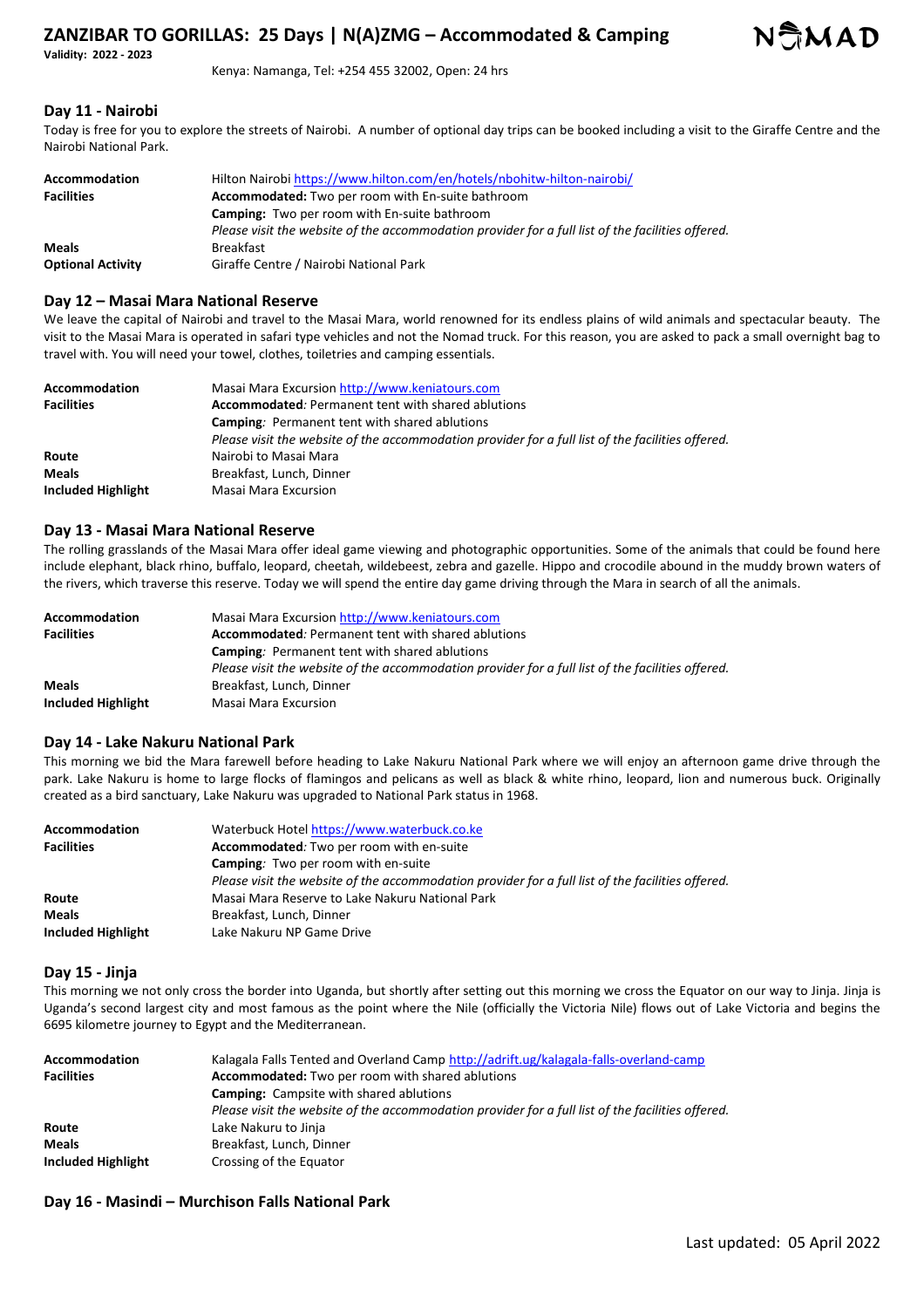Kenya: Namanga, Tel: +254 455 32002, Open: 24 hrs

## Day 11 - Nairobi

Today is free for you to explore the streets of Nairobi. A number of optional day trips can be booked including a visit to the Giraffe Centre and the Nairobi National Park.

| | |
|---|---|
| **Accommodation** | Hilton Nairobi https://www.hilton.com/en/hotels/nbohitw-hilton-nairobi/ |
| **Facilities** | **Accommodated:** Two per room with En-suite bathroom |
| | **Camping:** Two per room with En-suite bathroom |
| | *Please visit the website of the accommodation provider for a full list of the facilities offered.* |
| **Meals** | Breakfast |
| **Optional Activity** | Giraffe Centre / Nairobi National Park |

## Day 12 – Masai Mara National Reserve

We leave the capital of Nairobi and travel to the Masai Mara, world renowned for its endless plains of wild animals and spectacular beauty. The visit to the Masai Mara is operated in safari type vehicles and not the Nomad truck. For this reason, you are asked to pack a small overnight bag to travel with. You will need your towel, clothes, toiletries and camping essentials.

| | |
|---|---|
| **Accommodation** | Masai Mara Excursion http://www.keniatours.com |
| **Facilities** | **Accommodated***:* Permanent tent with shared ablutions |
| | **Camping***:* Permanent tent with shared ablutions |
| | *Please visit the website of the accommodation provider for a full list of the facilities offered.* |
| **Route** | Nairobi to Masai Mara |
| **Meals** | Breakfast, Lunch, Dinner |
| **Included Highlight** | Masai Mara Excursion |

## Day 13 - Masai Mara National Reserve

The rolling grasslands of the Masai Mara offer ideal game viewing and photographic opportunities. Some of the animals that could be found here include elephant, black rhino, buffalo, leopard, cheetah, wildebeest, zebra and gazelle. Hippo and crocodile abound in the muddy brown waters of the rivers, which traverse this reserve. Today we will spend the entire day game driving through the Mara in search of all the animals.

| | |
|---|---|
| **Accommodation** | Masai Mara Excursion http://www.keniatours.com |
| **Facilities** | **Accommodated***:* Permanent tent with shared ablutions |
| | **Camping***:* Permanent tent with shared ablutions |
| | *Please visit the website of the accommodation provider for a full list of the facilities offered.* |
| **Meals** | Breakfast, Lunch, Dinner |
| **Included Highlight** | Masai Mara Excursion |

## Day 14 - Lake Nakuru National Park

This morning we bid the Mara farewell before heading to Lake Nakuru National Park where we will enjoy an afternoon game drive through the park. Lake Nakuru is home to large flocks of flamingos and pelicans as well as black & white rhino, leopard, lion and numerous buck. Originally created as a bird sanctuary, Lake Nakuru was upgraded to National Park status in 1968.

| | |
|---|---|
| **Accommodation** | Waterbuck Hotel https://www.waterbuck.co.ke |
| **Facilities** | **Accommodated***:* Two per room with en-suite |
| | **Camping***:* Two per room with en-suite |
| | *Please visit the website of the accommodation provider for a full list of the facilities offered.* |
| **Route** | Masai Mara Reserve to Lake Nakuru National Park |
| **Meals** | Breakfast, Lunch, Dinner |
| **Included Highlight** | Lake Nakuru NP Game Drive |

## Day 15 - Jinja

This morning we not only cross the border into Uganda, but shortly after setting out this morning we cross the Equator on our way to Jinja. Jinja is Uganda's second largest city and most famous as the point where the Nile (officially the Victoria Nile) flows out of Lake Victoria and begins the 6695 kilometre journey to Egypt and the Mediterranean.

| | |
|---|---|
| **Accommodation** | Kalagala Falls Tented and Overland Camp http://adrift.ug/kalagala-falls-overland-camp |
| **Facilities** | **Accommodated:** Two per room with shared ablutions |
| | **Camping:** Campsite with shared ablutions |
| | *Please visit the website of the accommodation provider for a full list of the facilities offered.* |
| **Route** | Lake Nakuru to Jinja |
| **Meals** | Breakfast, Lunch, Dinner |
| **Included Highlight** | Crossing of the Equator |

## Day 16 - Masindi – Murchison Falls National Park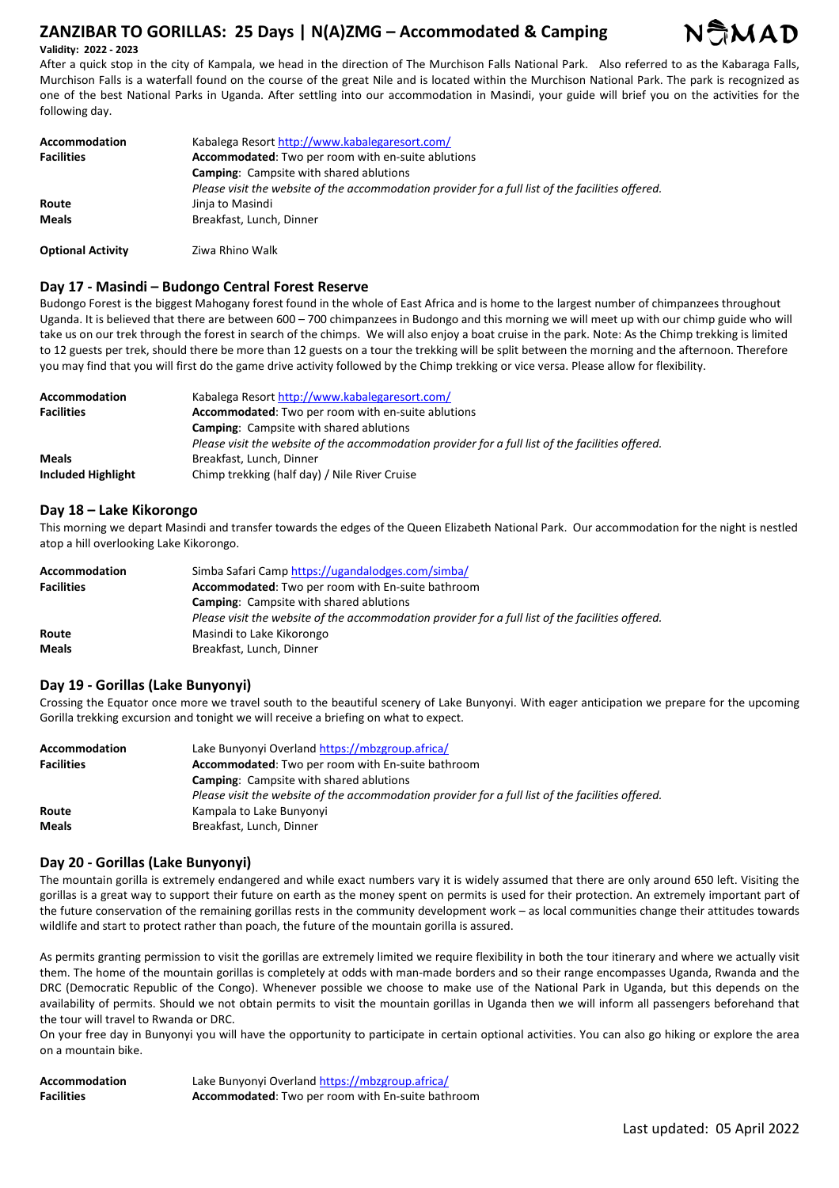After a quick stop in the city of Kampala, we head in the direction of The Murchison Falls National Park. Also referred to as the Kabaraga Falls, Murchison Falls is a waterfall found on the course of the great Nile and is located within the Murchison National Park. The park is recognized as one of the best National Parks in Uganda. After settling into our accommodation in Masindi, your guide will brief you on the activities for the following day.

| | |
|---|---|
| **Accommodation** | Kabalega Resort http://www.kabalegaresort.com/ |
| **Facilities** | **Accommodated**: Two per room with en-suite ablutions |
| | **Camping**: Campsite with shared ablutions |
| | *Please visit the website of the accommodation provider for a full list of the facilities offered.* |
| **Route** | Jinja to Masindi |
| **Meals** | Breakfast, Lunch, Dinner |
| **Optional Activity** | Ziwa Rhino Walk |

## Day 17 - Masindi – Budongo Central Forest Reserve

Budongo Forest is the biggest Mahogany forest found in the whole of East Africa and is home to the largest number of chimpanzees throughout Uganda. It is believed that there are between 600 – 700 chimpanzees in Budongo and this morning we will meet up with our chimp guide who will take us on our trek through the forest in search of the chimps. We will also enjoy a boat cruise in the park. Note: As the Chimp trekking is limited to 12 guests per trek, should there be more than 12 guests on a tour the trekking will be split between the morning and the afternoon. Therefore you may find that you will first do the game drive activity followed by the Chimp trekking or vice versa. Please allow for flexibility.

| | |
|---|---|
| **Accommodation** | Kabalega Resort http://www.kabalegaresort.com/ |
| **Facilities** | **Accommodated**: Two per room with en-suite ablutions |
| | **Camping**: Campsite with shared ablutions |
| | *Please visit the website of the accommodation provider for a full list of the facilities offered.* |
| **Meals** | Breakfast, Lunch, Dinner |
| **Included Highlight** | Chimp trekking (half day) / Nile River Cruise |

## Day 18 – Lake Kikorongo

This morning we depart Masindi and transfer towards the edges of the Queen Elizabeth National Park. Our accommodation for the night is nestled atop a hill overlooking Lake Kikorongo.

| | |
|---|---|
| **Accommodation** | Simba Safari Camp https://ugandalodges.com/simba/ |
| **Facilities** | **Accommodated**: Two per room with En-suite bathroom |
| | **Camping**: Campsite with shared ablutions |
| | *Please visit the website of the accommodation provider for a full list of the facilities offered.* |
| **Route** | Masindi to Lake Kikorongo |
| **Meals** | Breakfast, Lunch, Dinner |

## Day 19 - Gorillas (Lake Bunyonyi)

Crossing the Equator once more we travel south to the beautiful scenery of Lake Bunyonyi. With eager anticipation we prepare for the upcoming Gorilla trekking excursion and tonight we will receive a briefing on what to expect.

| | |
|---|---|
| **Accommodation** | Lake Bunyonyi Overland https://mbzgroup.africa/ |
| **Facilities** | **Accommodated**: Two per room with En-suite bathroom |
| | **Camping**: Campsite with shared ablutions |
| | *Please visit the website of the accommodation provider for a full list of the facilities offered.* |
| **Route** | Kampala to Lake Bunyonyi |
| **Meals** | Breakfast, Lunch, Dinner |

## Day 20 - Gorillas (Lake Bunyonyi)

The mountain gorilla is extremely endangered and while exact numbers vary it is widely assumed that there are only around 650 left. Visiting the gorillas is a great way to support their future on earth as the money spent on permits is used for their protection. An extremely important part of the future conservation of the remaining gorillas rests in the community development work – as local communities change their attitudes towards wildlife and start to protect rather than poach, the future of the mountain gorilla is assured.

As permits granting permission to visit the gorillas are extremely limited we require flexibility in both the tour itinerary and where we actually visit them. The home of the mountain gorillas is completely at odds with man-made borders and so their range encompasses Uganda, Rwanda and the DRC (Democratic Republic of the Congo). Whenever possible we choose to make use of the National Park in Uganda, but this depends on the availability of permits. Should we not obtain permits to visit the mountain gorillas in Uganda then we will inform all passengers beforehand that the tour will travel to Rwanda or DRC.

On your free day in Bunyonyi you will have the opportunity to participate in certain optional activities. You can also go hiking or explore the area on a mountain bike.

| | |
|---|---|
| **Accommodation** | Lake Bunyonyi Overland https://mbzgroup.africa/ |
| **Facilities** | **Accommodated**: Two per room with En-suite bathroom |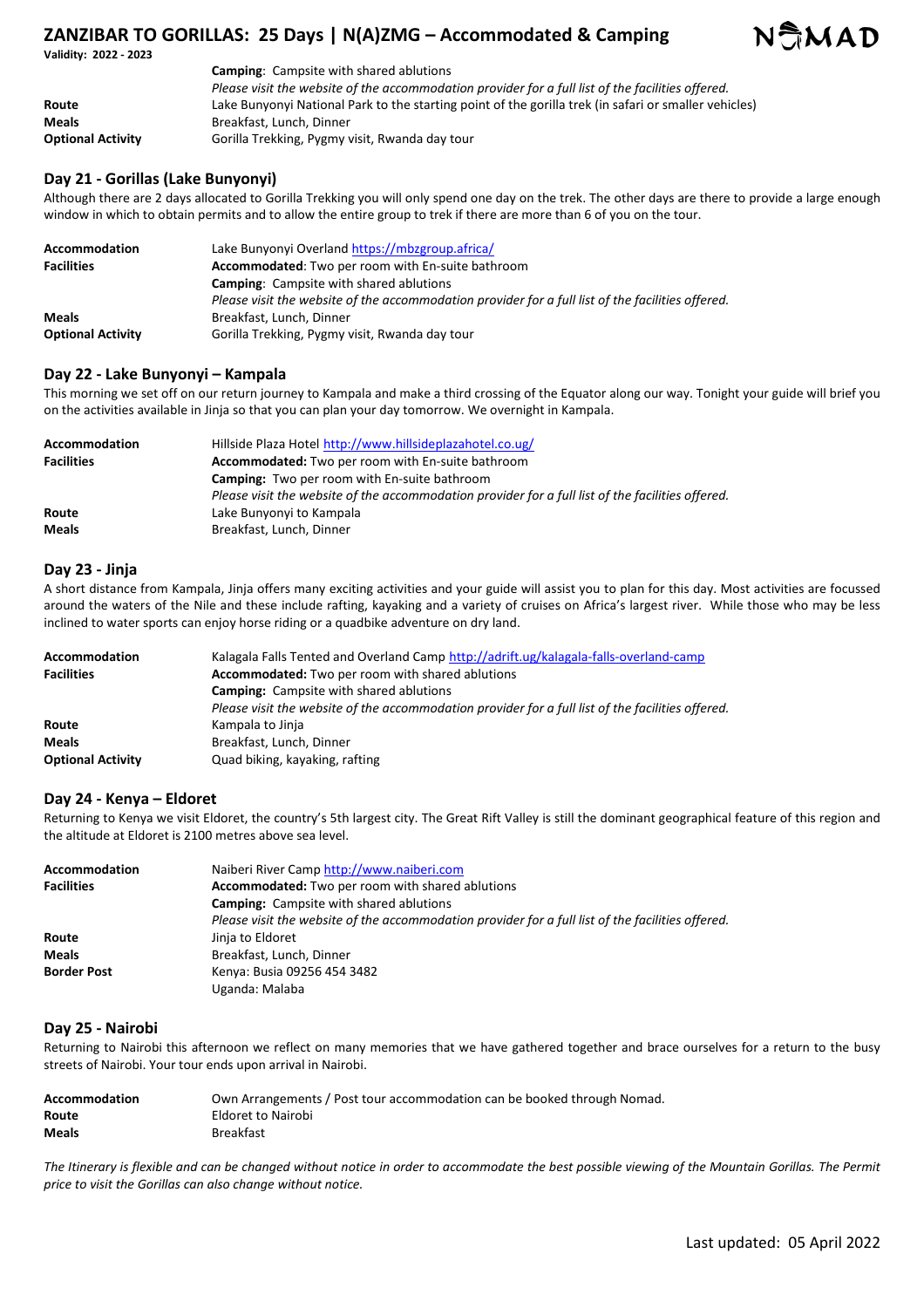**Camping**: Campsite with shared ablutions
*Please visit the website of the accommodation provider for a full list of the facilities offered.*

| | |
|---|---|
| **Route** | Lake Bunyonyi National Park to the starting point of the gorilla trek (in safari or smaller vehicles) |
| **Meals** | Breakfast, Lunch, Dinner |
| **Optional Activity** | Gorilla Trekking, Pygmy visit, Rwanda day tour |

## Day 21 - Gorillas (Lake Bunyonyi)

Although there are 2 days allocated to Gorilla Trekking you will only spend one day on the trek. The other days are there to provide a large enough window in which to obtain permits and to allow the entire group to trek if there are more than 6 of you on the tour.

| | |
|---|---|
| **Accommodation** | Lake Bunyonyi Overland https://mbzgroup.africa/ |
| **Facilities** | **Accommodated**: Two per room with En-suite bathroom<br>**Camping**: Campsite with shared ablutions<br>*Please visit the website of the accommodation provider for a full list of the facilities offered.* |
| **Meals** | Breakfast, Lunch, Dinner |
| **Optional Activity** | Gorilla Trekking, Pygmy visit, Rwanda day tour |

## Day 22 - Lake Bunyonyi – Kampala

This morning we set off on our return journey to Kampala and make a third crossing of the Equator along our way. Tonight your guide will brief you on the activities available in Jinja so that you can plan your day tomorrow. We overnight in Kampala.

| | |
|---|---|
| **Accommodation** | Hillside Plaza Hotel http://www.hillsideplazahotel.co.ug/ |
| **Facilities** | **Accommodated:** Two per room with En-suite bathroom<br>**Camping:** Two per room with En-suite bathroom<br>*Please visit the website of the accommodation provider for a full list of the facilities offered.* |
| **Route** | Lake Bunyonyi to Kampala |
| **Meals** | Breakfast, Lunch, Dinner |

## Day 23 - Jinja

A short distance from Kampala, Jinja offers many exciting activities and your guide will assist you to plan for this day. Most activities are focussed around the waters of the Nile and these include rafting, kayaking and a variety of cruises on Africa's largest river. While those who may be less inclined to water sports can enjoy horse riding or a quadbike adventure on dry land.

| | |
|---|---|
| **Accommodation** | Kalagala Falls Tented and Overland Camp http://adrift.ug/kalagala-falls-overland-camp |
| **Facilities** | **Accommodated:** Two per room with shared ablutions<br>**Camping:** Campsite with shared ablutions<br>*Please visit the website of the accommodation provider for a full list of the facilities offered.* |
| **Route** | Kampala to Jinja |
| **Meals** | Breakfast, Lunch, Dinner |
| **Optional Activity** | Quad biking, kayaking, rafting |

## Day 24 - Kenya – Eldoret

Returning to Kenya we visit Eldoret, the country's 5th largest city. The Great Rift Valley is still the dominant geographical feature of this region and the altitude at Eldoret is 2100 metres above sea level.

| | |
|---|---|
| **Accommodation** | Naiberi River Camp http://www.naiberi.com |
| **Facilities** | **Accommodated:** Two per room with shared ablutions<br>**Camping:** Campsite with shared ablutions<br>*Please visit the website of the accommodation provider for a full list of the facilities offered.* |
| **Route** | Jinja to Eldoret |
| **Meals** | Breakfast, Lunch, Dinner |
| **Border Post** | Kenya: Busia 09256 454 3482<br>Uganda: Malaba |

## Day 25 - Nairobi

Returning to Nairobi this afternoon we reflect on many memories that we have gathered together and brace ourselves for a return to the busy streets of Nairobi. Your tour ends upon arrival in Nairobi.

| | |
|---|---|
| **Accommodation** | Own Arrangements / Post tour accommodation can be booked through Nomad. |
| **Route** | Eldoret to Nairobi |
| **Meals** | Breakfast |

*The Itinerary is flexible and can be changed without notice in order to accommodate the best possible viewing of the Mountain Gorillas. The Permit price to visit the Gorillas can also change without notice.*

Last updated: 05 April 2022